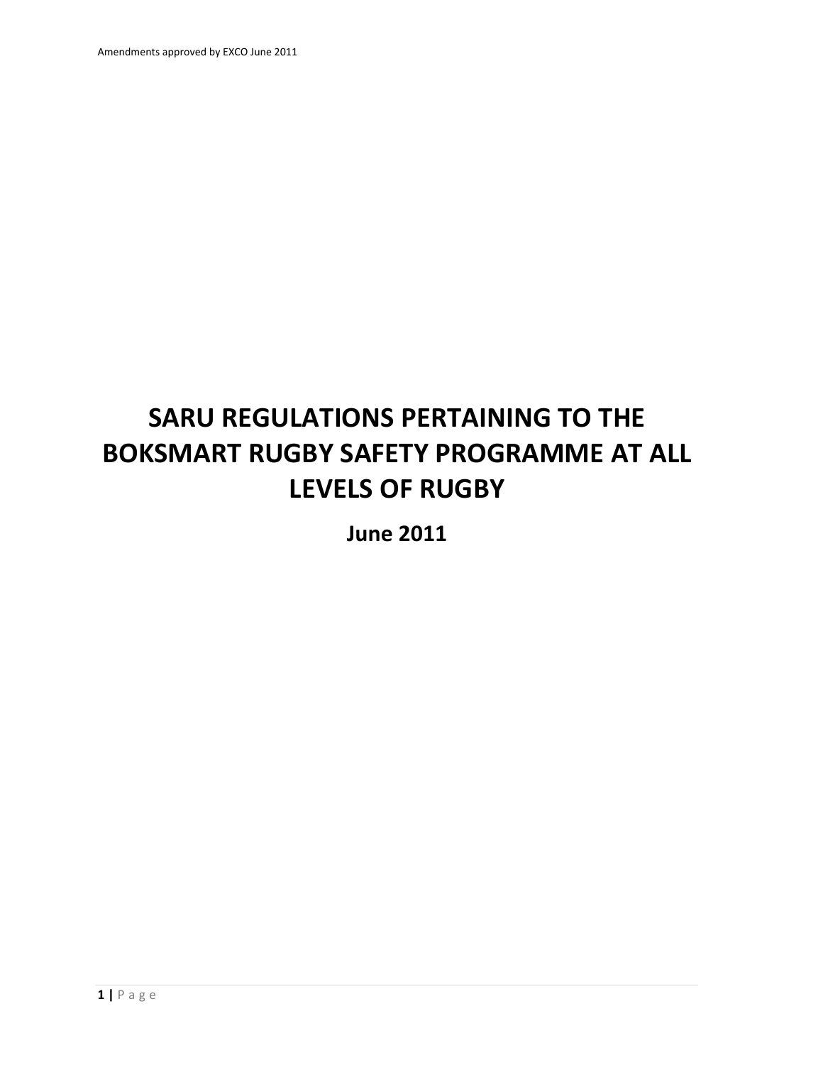Amendments approved by EXCO June 2011

# SARU REGULATIONS PERTAINING TO THE BOKSMART RUGBY SAFETY PROGRAMME AT ALL LEVELS OF RUGBY

## June 2011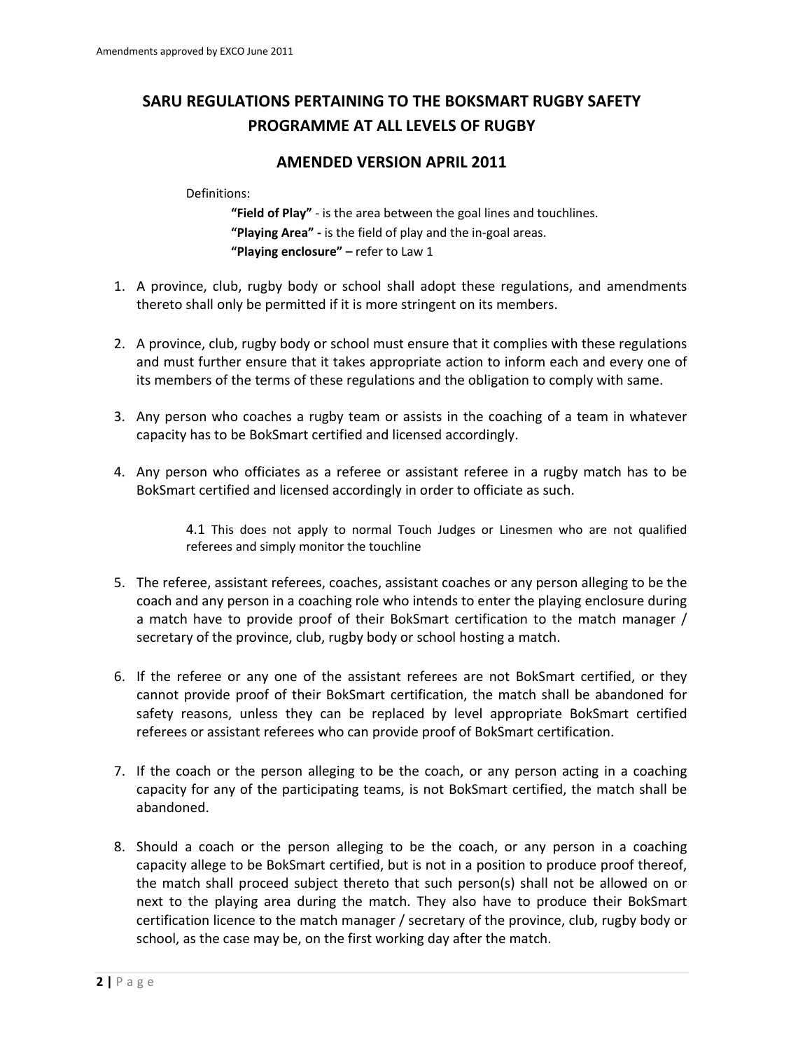Amendments approved by EXCO June 2011

# SARU REGULATIONS PERTAINING TO THE BOKSMART RUGBY SAFETY PROGRAMME AT ALL LEVELS OF RUGBY

## AMENDED VERSION APRIL 2011

Definitions:

**"Field of Play"** - is the area between the goal lines and touchlines.
**"Playing Area" -** is the field of play and the in-goal areas.
**"Playing enclosure" –** refer to Law 1

1. A province, club, rugby body or school shall adopt these regulations, and amendments thereto shall only be permitted if it is more stringent on its members.

2. A province, club, rugby body or school must ensure that it complies with these regulations and must further ensure that it takes appropriate action to inform each and every one of its members of the terms of these regulations and the obligation to comply with same.

3. Any person who coaches a rugby team or assists in the coaching of a team in whatever capacity has to be BokSmart certified and licensed accordingly.

4. Any person who officiates as a referee or assistant referee in a rugby match has to be BokSmart certified and licensed accordingly in order to officiate as such.

   4.1 This does not apply to normal Touch Judges or Linesmen who are not qualified referees and simply monitor the touchline

5. The referee, assistant referees, coaches, assistant coaches or any person alleging to be the coach and any person in a coaching role who intends to enter the playing enclosure during a match have to provide proof of their BokSmart certification to the match manager / secretary of the province, club, rugby body or school hosting a match.

6. If the referee or any one of the assistant referees are not BokSmart certified, or they cannot provide proof of their BokSmart certification, the match shall be abandoned for safety reasons, unless they can be replaced by level appropriate BokSmart certified referees or assistant referees who can provide proof of BokSmart certification.

7. If the coach or the person alleging to be the coach, or any person acting in a coaching capacity for any of the participating teams, is not BokSmart certified, the match shall be abandoned.

8. Should a coach or the person alleging to be the coach, or any person in a coaching capacity allege to be BokSmart certified, but is not in a position to produce proof thereof, the match shall proceed subject thereto that such person(s) shall not be allowed on or next to the playing area during the match. They also have to produce their BokSmart certification licence to the match manager / secretary of the province, club, rugby body or school, as the case may be, on the first working day after the match.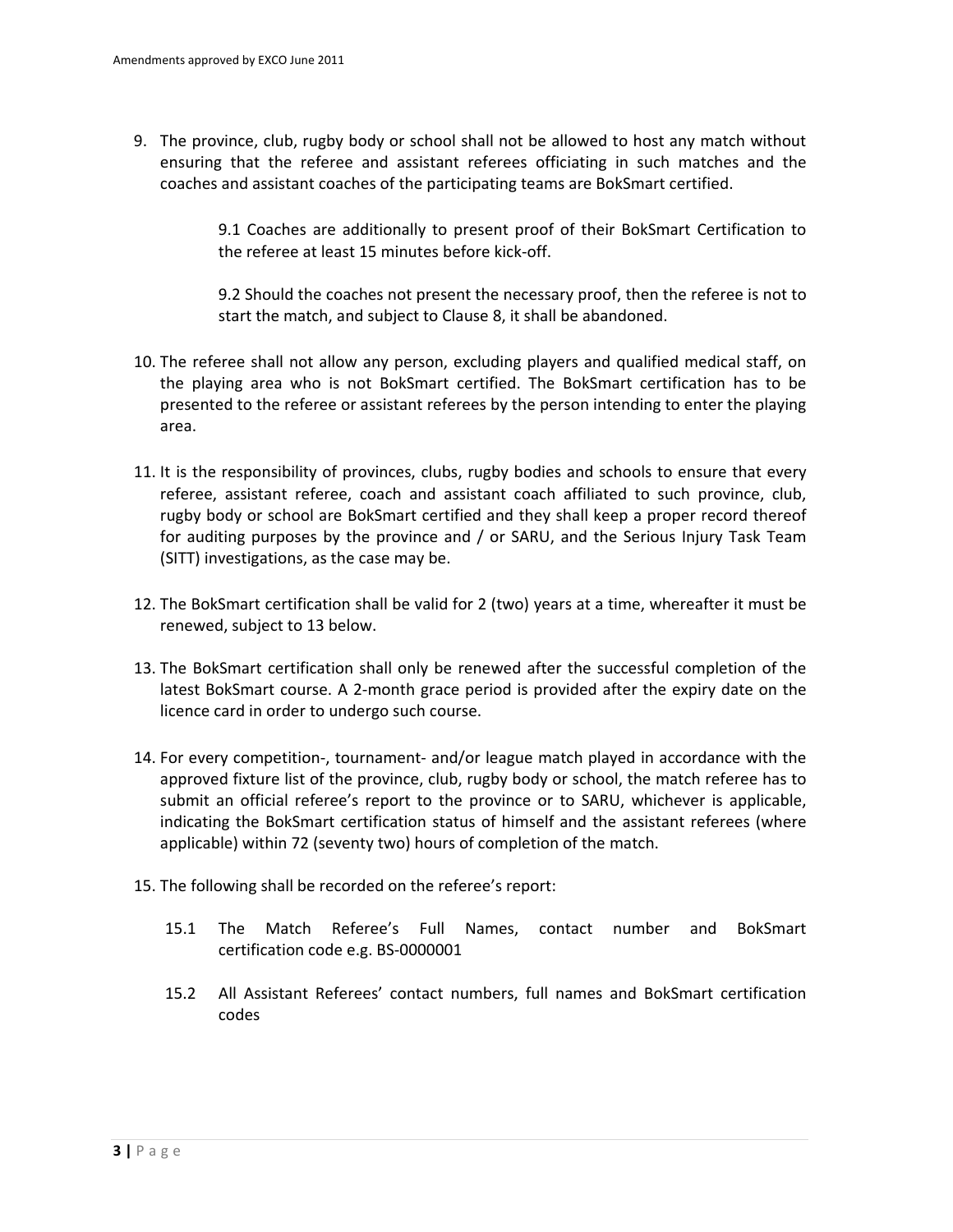9. The province, club, rugby body or school shall not be allowed to host any match without ensuring that the referee and assistant referees officiating in such matches and the coaches and assistant coaches of the participating teams are BokSmart certified.

   9.1 Coaches are additionally to present proof of their BokSmart Certification to the referee at least 15 minutes before kick-off.

   9.2 Should the coaches not present the necessary proof, then the referee is not to start the match, and subject to Clause 8, it shall be abandoned.

10. The referee shall not allow any person, excluding players and qualified medical staff, on the playing area who is not BokSmart certified. The BokSmart certification has to be presented to the referee or assistant referees by the person intending to enter the playing area.

11. It is the responsibility of provinces, clubs, rugby bodies and schools to ensure that every referee, assistant referee, coach and assistant coach affiliated to such province, club, rugby body or school are BokSmart certified and they shall keep a proper record thereof for auditing purposes by the province and / or SARU, and the Serious Injury Task Team (SITT) investigations, as the case may be.

12. The BokSmart certification shall be valid for 2 (two) years at a time, whereafter it must be renewed, subject to 13 below.

13. The BokSmart certification shall only be renewed after the successful completion of the latest BokSmart course. A 2-month grace period is provided after the expiry date on the licence card in order to undergo such course.

14. For every competition-, tournament- and/or league match played in accordance with the approved fixture list of the province, club, rugby body or school, the match referee has to submit an official referee's report to the province or to SARU, whichever is applicable, indicating the BokSmart certification status of himself and the assistant referees (where applicable) within 72 (seventy two) hours of completion of the match.

15. The following shall be recorded on the referee's report:

    15.1 The Match Referee's Full Names, contact number and BokSmart certification code e.g. BS-0000001

    15.2 All Assistant Referees' contact numbers, full names and BokSmart certification codes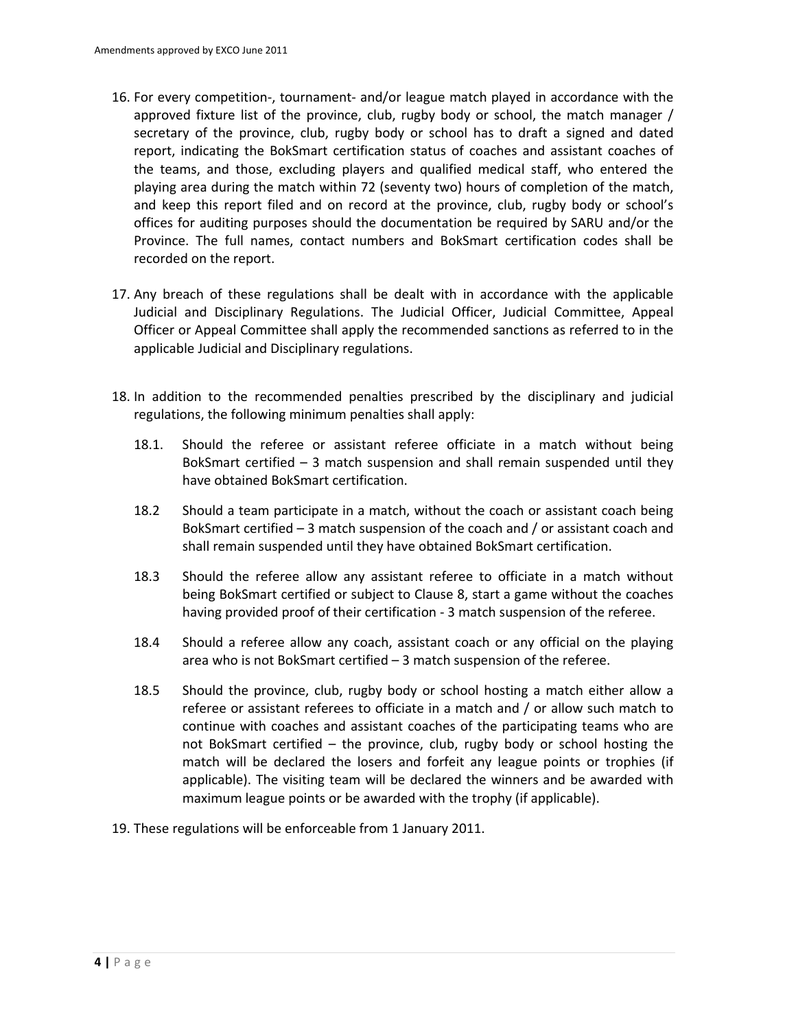16. For every competition-, tournament- and/or league match played in accordance with the approved fixture list of the province, club, rugby body or school, the match manager / secretary of the province, club, rugby body or school has to draft a signed and dated report, indicating the BokSmart certification status of coaches and assistant coaches of the teams, and those, excluding players and qualified medical staff, who entered the playing area during the match within 72 (seventy two) hours of completion of the match, and keep this report filed and on record at the province, club, rugby body or school's offices for auditing purposes should the documentation be required by SARU and/or the Province. The full names, contact numbers and BokSmart certification codes shall be recorded on the report.

17. Any breach of these regulations shall be dealt with in accordance with the applicable Judicial and Disciplinary Regulations. The Judicial Officer, Judicial Committee, Appeal Officer or Appeal Committee shall apply the recommended sanctions as referred to in the applicable Judicial and Disciplinary regulations.

18. In addition to the recommended penalties prescribed by the disciplinary and judicial regulations, the following minimum penalties shall apply:

    18.1. Should the referee or assistant referee officiate in a match without being BokSmart certified – 3 match suspension and shall remain suspended until they have obtained BokSmart certification.

    18.2 Should a team participate in a match, without the coach or assistant coach being BokSmart certified – 3 match suspension of the coach and / or assistant coach and shall remain suspended until they have obtained BokSmart certification.

    18.3 Should the referee allow any assistant referee to officiate in a match without being BokSmart certified or subject to Clause 8, start a game without the coaches having provided proof of their certification - 3 match suspension of the referee.

    18.4 Should a referee allow any coach, assistant coach or any official on the playing area who is not BokSmart certified – 3 match suspension of the referee.

    18.5 Should the province, club, rugby body or school hosting a match either allow a referee or assistant referees to officiate in a match and / or allow such match to continue with coaches and assistant coaches of the participating teams who are not BokSmart certified – the province, club, rugby body or school hosting the match will be declared the losers and forfeit any league points or trophies (if applicable). The visiting team will be declared the winners and be awarded with maximum league points or be awarded with the trophy (if applicable).

19. These regulations will be enforceable from 1 January 2011.